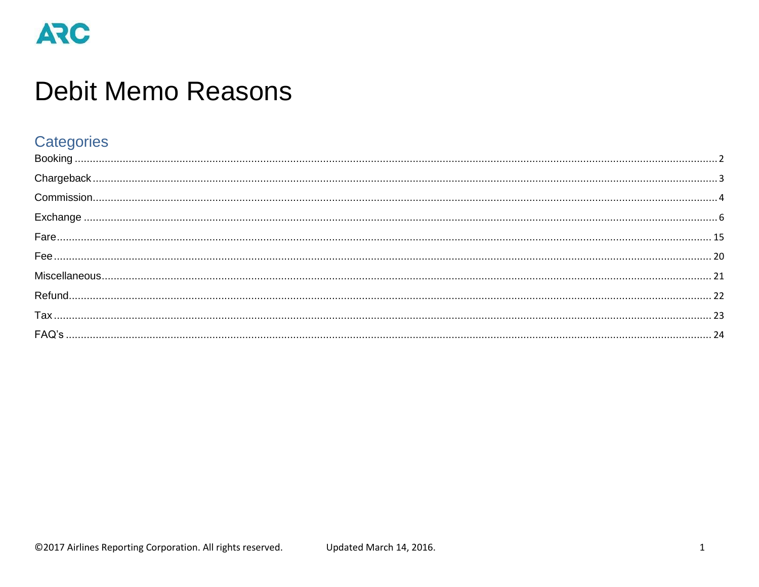ARC

# Debit Memo Reasons

## Categories

Booking ..... 2
Chargeback ..... 3
Commission ..... 4
Exchange ..... 6
Fare ..... 15
Fee ..... 20
Miscellaneous ..... 21
Refund ..... 22
Tax ..... 23
FAQ's ..... 24

©2017 Airlines Reporting Corporation. All rights reserved. Updated March 14, 2016.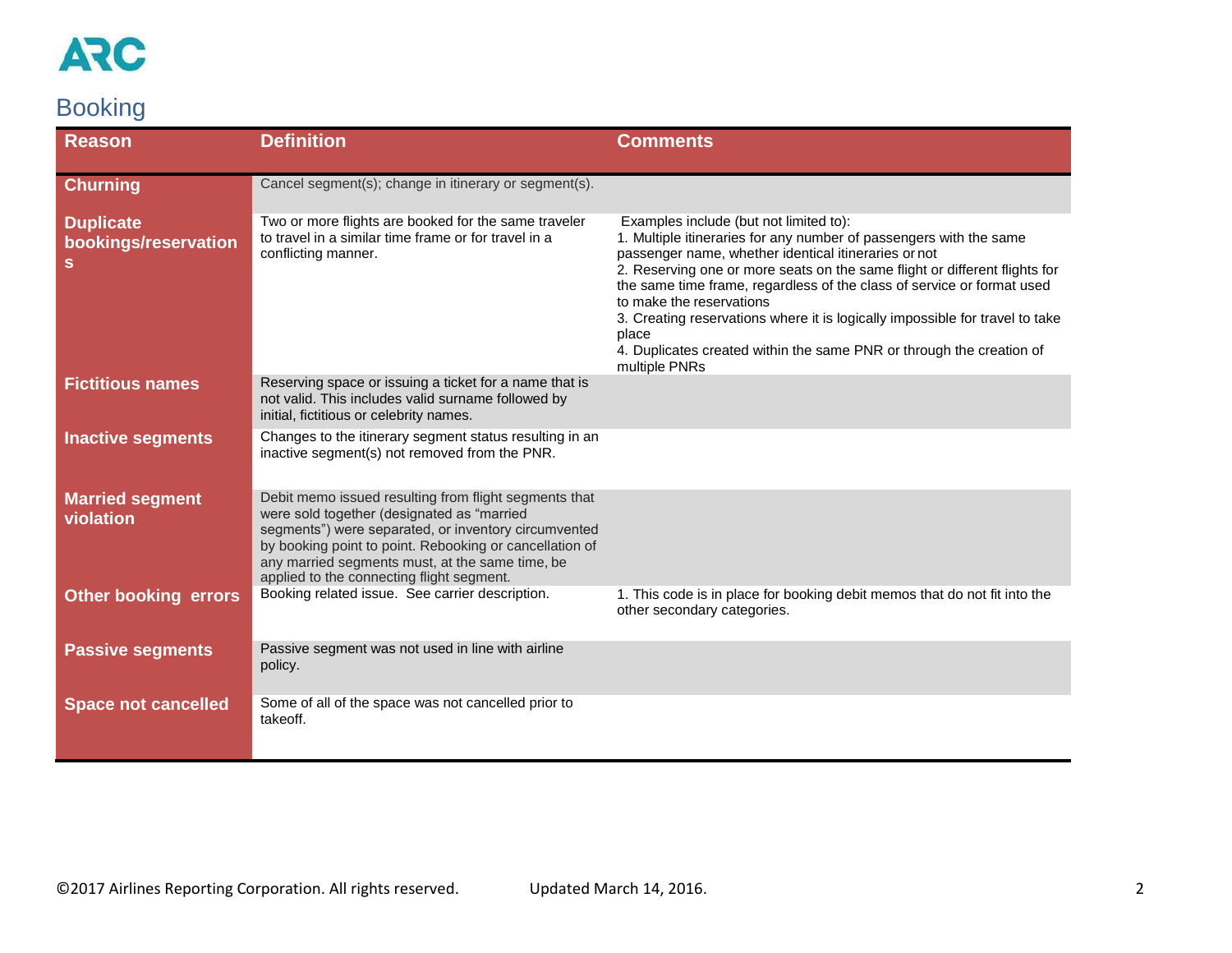## Booking

| Reason | Definition | Comments |
|---|---|---|
| **Churning** | Cancel segment(s); change in itinerary or segment(s). | |
| **Duplicate bookings/reservations** | Two or more flights are booked for the same traveler to travel in a similar time frame or for travel in a conflicting manner. | Examples include (but not limited to):<br>1. Multiple itineraries for any number of passengers with the same passenger name, whether identical itineraries or not<br>2. Reserving one or more seats on the same flight or different flights for the same time frame, regardless of the class of service or format used to make the reservations<br>3. Creating reservations where it is logically impossible for travel to take place<br>4. Duplicates created within the same PNR or through the creation of multiple PNRs |
| **Fictitious names** | Reserving space or issuing a ticket for a name that is not valid. This includes valid surname followed by initial, fictitious or celebrity names. | |
| **Inactive segments** | Changes to the itinerary segment status resulting in an inactive segment(s) not removed from the PNR. | |
| **Married segment violation** | Debit memo issued resulting from flight segments that were sold together (designated as "married segments") were separated, or inventory circumvented by booking point to point. Rebooking or cancellation of any married segments must, at the same time, be applied to the connecting flight segment. | |
| **Other booking errors** | Booking related issue. See carrier description. | 1. This code is in place for booking debit memos that do not fit into the other secondary categories. |
| **Passive segments** | Passive segment was not used in line with airline policy. | |
| **Space not cancelled** | Some of all of the space was not cancelled prior to takeoff. | |

©2017 Airlines Reporting Corporation. All rights reserved. Updated March 14, 2016.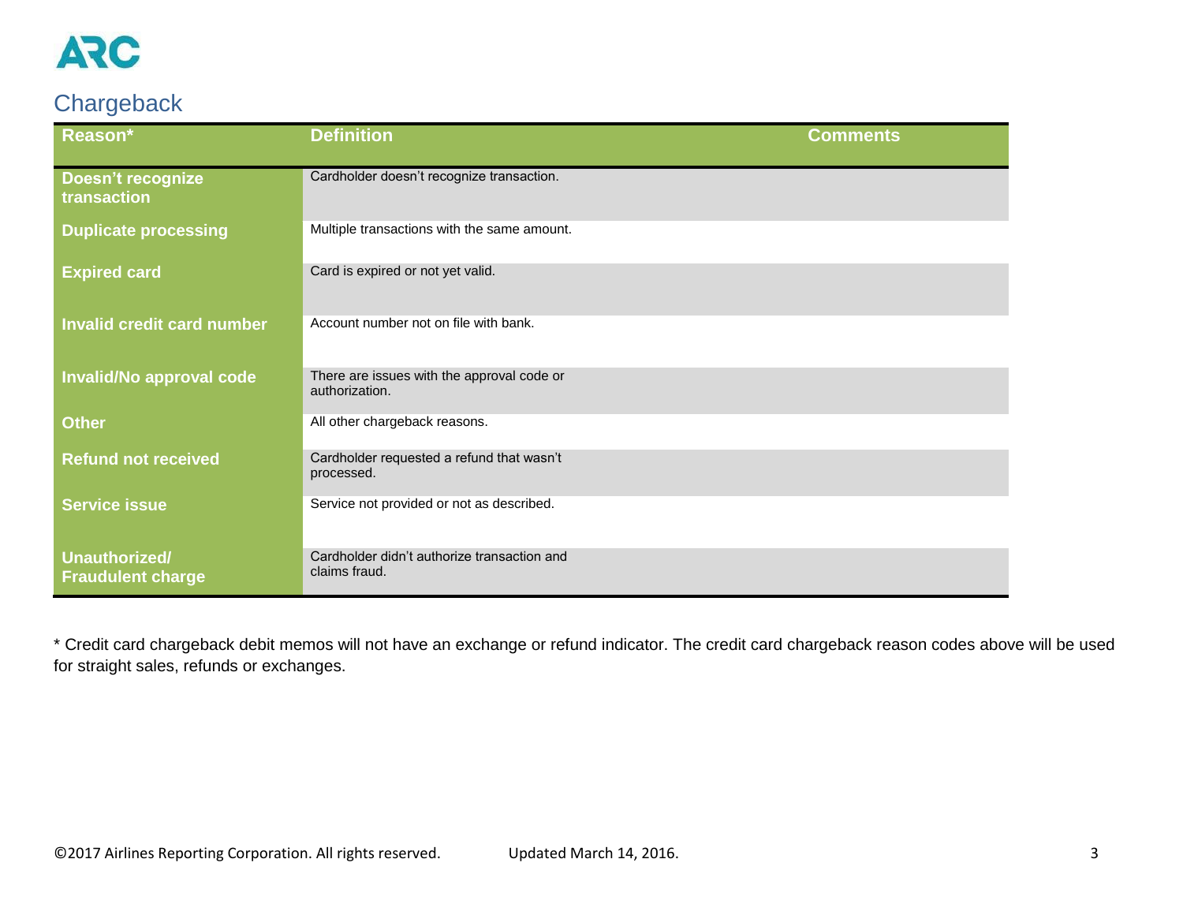## Chargeback

| Reason* | Definition | Comments |
|---|---|---|
| **Doesn't recognize transaction** | Cardholder doesn't recognize transaction. | |
| **Duplicate processing** | Multiple transactions with the same amount. | |
| **Expired card** | Card is expired or not yet valid. | |
| **Invalid credit card number** | Account number not on file with bank. | |
| **Invalid/No approval code** | There are issues with the approval code or authorization. | |
| **Other** | All other chargeback reasons. | |
| **Refund not received** | Cardholder requested a refund that wasn't processed. | |
| **Service issue** | Service not provided or not as described. | |
| **Unauthorized/ Fraudulent charge** | Cardholder didn't authorize transaction and claims fraud. | |

* Credit card chargeback debit memos will not have an exchange or refund indicator. The credit card chargeback reason codes above will be used for straight sales, refunds or exchanges.

©2017 Airlines Reporting Corporation. All rights reserved. Updated March 14, 2016.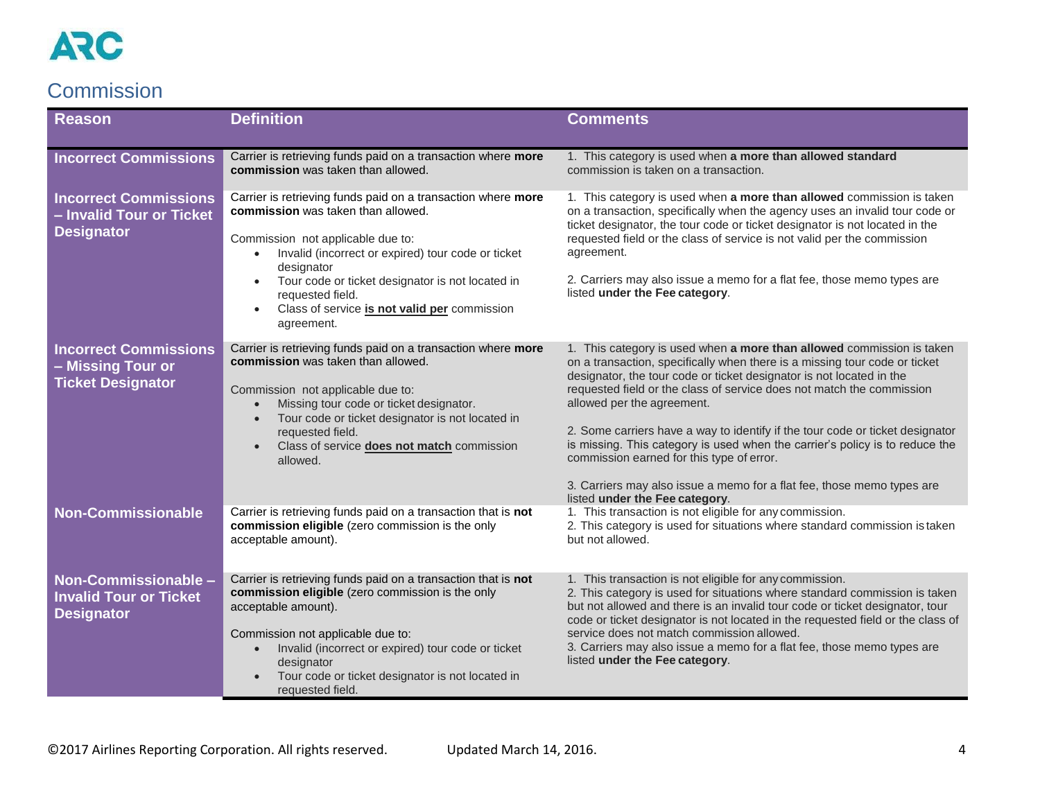# Commission

| Reason | Definition | Comments |
|---|---|---|
| **Incorrect Commissions** | Carrier is retrieving funds paid on a transaction where **more commission** was taken than allowed. | 1. This category is used when **a more than allowed standard** commission is taken on a transaction. |
| **Incorrect Commissions – Invalid Tour or Ticket Designator** | Carrier is retrieving funds paid on a transaction where **more commission** was taken than allowed.<br><br>Commission not applicable due to:<br>• Invalid (incorrect or expired) tour code or ticket designator<br>• Tour code or ticket designator is not located in requested field.<br>• Class of service **is not valid per** commission agreement. | 1. This category is used when **a more than allowed** commission is taken on a transaction, specifically when the agency uses an invalid tour code or ticket designator, the tour code or ticket designator is not located in the requested field or the class of service is not valid per the commission agreement.<br><br>2. Carriers may also issue a memo for a flat fee, those memo types are listed **under the Fee category**. |
| **Incorrect Commissions – Missing Tour or Ticket Designator** | Carrier is retrieving funds paid on a transaction where **more commission** was taken than allowed.<br><br>Commission not applicable due to:<br>• Missing tour code or ticket designator.<br>• Tour code or ticket designator is not located in requested field.<br>• Class of service **does not match** commission allowed. | 1. This category is used when **a more than allowed** commission is taken on a transaction, specifically when there is a missing tour code or ticket designator, the tour code or ticket designator is not located in the requested field or the class of service does not match the commission allowed per the agreement.<br><br>2. Some carriers have a way to identify if the tour code or ticket designator is missing. This category is used when the carrier's policy is to reduce the commission earned for this type of error.<br><br>3. Carriers may also issue a memo for a flat fee, those memo types are listed **under the Fee category**. |
| **Non-Commissionable** | Carrier is retrieving funds paid on a transaction that is **not commission eligible** (zero commission is the only acceptable amount). | 1. This transaction is not eligible for any commission.<br>2. This category is used for situations where standard commission is taken but not allowed. |
| **Non-Commissionable – Invalid Tour or Ticket Designator** | Carrier is retrieving funds paid on a transaction that is **not commission eligible** (zero commission is the only acceptable amount).<br><br>Commission not applicable due to:<br>• Invalid (incorrect or expired) tour code or ticket designator<br>• Tour code or ticket designator is not located in requested field. | 1. This transaction is not eligible for any commission.<br>2. This category is used for situations where standard commission is taken but not allowed and there is an invalid tour code or ticket designator, tour code or ticket designator is not located in the requested field or the class of service does not match commission allowed.<br>3. Carriers may also issue a memo for a flat fee, those memo types are listed **under the Fee category**. |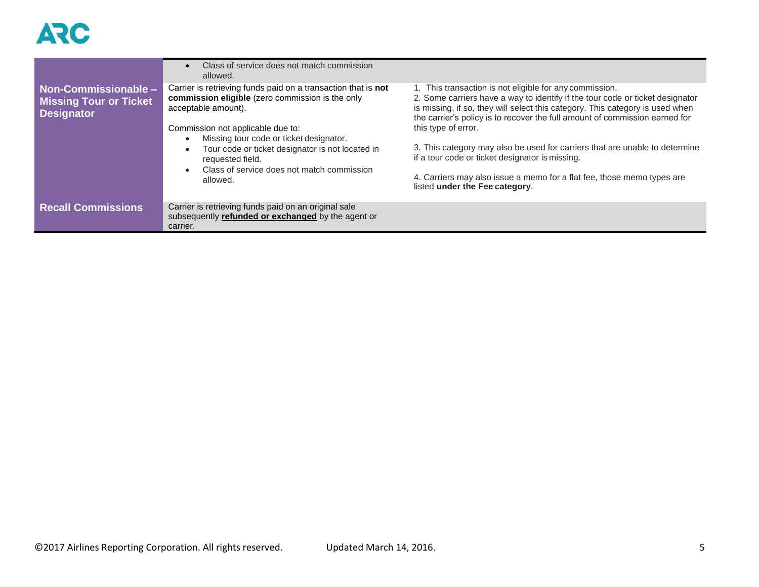| | | |
|---|---|---|
| | • Class of service does not match commission allowed. | |
| **Non-Commissionable – Missing Tour or Ticket Designator** | Carrier is retrieving funds paid on a transaction that is **not commission eligible** (zero commission is the only acceptable amount).<br><br>Commission not applicable due to:<br>• Missing tour code or ticket designator.<br>• Tour code or ticket designator is not located in requested field.<br>• Class of service does not match commission allowed. | 1. This transaction is not eligible for any commission.<br>2. Some carriers have a way to identify if the tour code or ticket designator is missing, if so, they will select this category. This category is used when the carrier's policy is to recover the full amount of commission earned for this type of error.<br><br>3. This category may also be used for carriers that are unable to determine if a tour code or ticket designator is missing.<br><br>4. Carriers may also issue a memo for a flat fee, those memo types are listed **under the Fee category**. |
| **Recall Commissions** | Carrier is retrieving funds paid on an original sale subsequently **refunded or exchanged** by the agent or carrier. | |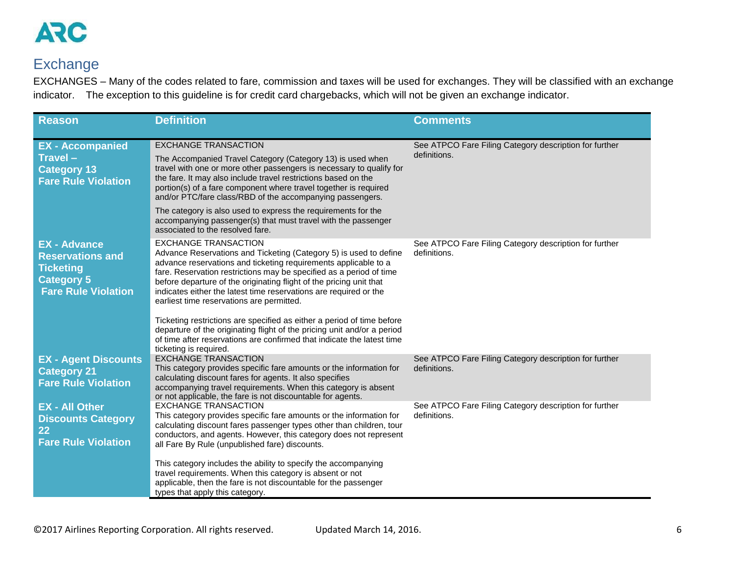## Exchange

EXCHANGES – Many of the codes related to fare, commission and taxes will be used for exchanges. They will be classified with an exchange indicator. The exception to this guideline is for credit card chargebacks, which will not be given an exchange indicator.

| Reason | Definition | Comments |
|---|---|---|
| **EX - Accompanied Travel – Category 13 Fare Rule Violation** | EXCHANGE TRANSACTION<br><br>The Accompanied Travel Category (Category 13) is used when travel with one or more other passengers is necessary to qualify for the fare. It may also include travel restrictions based on the portion(s) of a fare component where travel together is required and/or PTC/fare class/RBD of the accompanying passengers.<br><br>The category is also used to express the requirements for the accompanying passenger(s) that must travel with the passenger associated to the resolved fare. | See ATPCO Fare Filing Category description for further definitions. |
| **EX - Advance Reservations and Ticketing Category 5 Fare Rule Violation** | EXCHANGE TRANSACTION<br>Advance Reservations and Ticketing (Category 5) is used to define advance reservations and ticketing requirements applicable to a fare. Reservation restrictions may be specified as a period of time before departure of the originating flight of the pricing unit that indicates either the latest time reservations are required or the earliest time reservations are permitted.<br><br>Ticketing restrictions are specified as either a period of time before departure of the originating flight of the pricing unit and/or a period of time after reservations are confirmed that indicate the latest time ticketing is required. | See ATPCO Fare Filing Category description for further definitions. |
| **EX - Agent Discounts Category 21 Fare Rule Violation** | EXCHANGE TRANSACTION<br>This category provides specific fare amounts or the information for calculating discount fares for agents. It also specifies accompanying travel requirements. When this category is absent or not applicable, the fare is not discountable for agents. | See ATPCO Fare Filing Category description for further definitions. |
| **EX - All Other Discounts Category 22 Fare Rule Violation** | EXCHANGE TRANSACTION<br>This category provides specific fare amounts or the information for calculating discount fares passenger types other than children, tour conductors, and agents. However, this category does not represent all Fare By Rule (unpublished fare) discounts.<br><br>This category includes the ability to specify the accompanying travel requirements. When this category is absent or not applicable, then the fare is not discountable for the passenger types that apply this category. | See ATPCO Fare Filing Category description for further definitions. |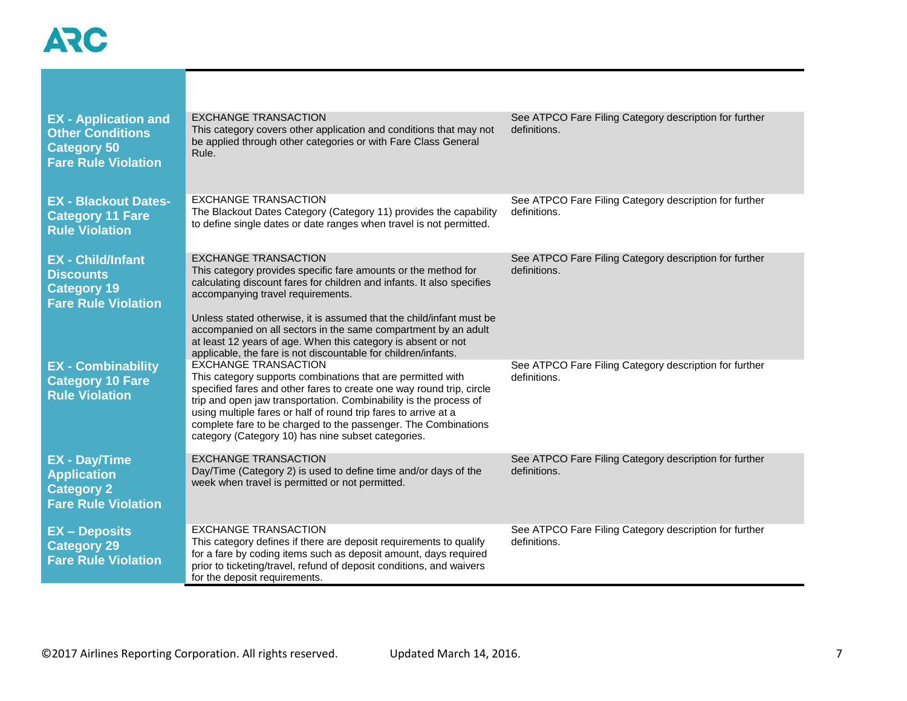| | | |
|---|---|---|
| **EX - Application and Other Conditions Category 50 Fare Rule Violation** | EXCHANGE TRANSACTION<br>This category covers other application and conditions that may not be applied through other categories or with Fare Class General Rule. | See ATPCO Fare Filing Category description for further definitions. |
| **EX - Blackout Dates- Category 11 Fare Rule Violation** | EXCHANGE TRANSACTION<br>The Blackout Dates Category (Category 11) provides the capability to define single dates or date ranges when travel is not permitted. | See ATPCO Fare Filing Category description for further definitions. |
| **EX - Child/Infant Discounts Category 19 Fare Rule Violation** | EXCHANGE TRANSACTION<br>This category provides specific fare amounts or the method for calculating discount fares for children and infants. It also specifies accompanying travel requirements.<br><br>Unless stated otherwise, it is assumed that the child/infant must be accompanied on all sectors in the same compartment by an adult at least 12 years of age. When this category is absent or not applicable, the fare is not discountable for children/infants. | See ATPCO Fare Filing Category description for further definitions. |
| **EX - Combinability Category 10 Fare Rule Violation** | EXCHANGE TRANSACTION<br>This category supports combinations that are permitted with specified fares and other fares to create one way round trip, circle trip and open jaw transportation. Combinability is the process of using multiple fares or half of round trip fares to arrive at a complete fare to be charged to the passenger. The Combinations category (Category 10) has nine subset categories. | See ATPCO Fare Filing Category description for further definitions. |
| **EX - Day/Time Application Category 2 Fare Rule Violation** | EXCHANGE TRANSACTION<br>Day/Time (Category 2) is used to define time and/or days of the week when travel is permitted or not permitted. | See ATPCO Fare Filing Category description for further definitions. |
| **EX – Deposits Category 29 Fare Rule Violation** | EXCHANGE TRANSACTION<br>This category defines if there are deposit requirements to qualify for a fare by coding items such as deposit amount, days required prior to ticketing/travel, refund of deposit conditions, and waivers for the deposit requirements. | See ATPCO Fare Filing Category description for further definitions. |

©2017 Airlines Reporting Corporation. All rights reserved. Updated March 14, 2016.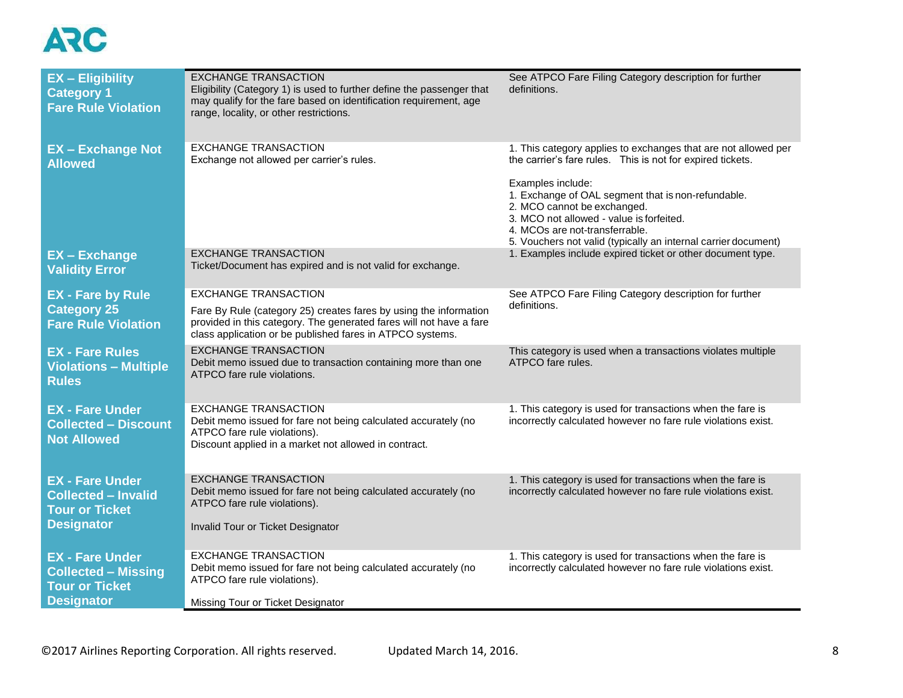| | | |
|---|---|---|
| **EX – Eligibility Category 1 Fare Rule Violation** | EXCHANGE TRANSACTION<br>Eligibility (Category 1) is used to further define the passenger that may qualify for the fare based on identification requirement, age range, locality, or other restrictions. | See ATPCO Fare Filing Category description for further definitions. |
| **EX – Exchange Not Allowed** | EXCHANGE TRANSACTION<br>Exchange not allowed per carrier's rules. | 1. This category applies to exchanges that are not allowed per the carrier's fare rules. This is not for expired tickets.<br><br>Examples include:<br>1. Exchange of OAL segment that is non-refundable.<br>2. MCO cannot be exchanged.<br>3. MCO not allowed - value is forfeited.<br>4. MCOs are not-transferrable.<br>5. Vouchers not valid (typically an internal carrier document) |
| **EX – Exchange Validity Error** | EXCHANGE TRANSACTION<br>Ticket/Document has expired and is not valid for exchange. | 1. Examples include expired ticket or other document type. |
| **EX - Fare by Rule Category 25 Fare Rule Violation** | EXCHANGE TRANSACTION<br>Fare By Rule (category 25) creates fares by using the information provided in this category. The generated fares will not have a fare class application or be published fares in ATPCO systems. | See ATPCO Fare Filing Category description for further definitions. |
| **EX - Fare Rules Violations – Multiple Rules** | EXCHANGE TRANSACTION<br>Debit memo issued due to transaction containing more than one ATPCO fare rule violations. | This category is used when a transactions violates multiple ATPCO fare rules. |
| **EX - Fare Under Collected – Discount Not Allowed** | EXCHANGE TRANSACTION<br>Debit memo issued for fare not being calculated accurately (no ATPCO fare rule violations).<br>Discount applied in a market not allowed in contract. | 1. This category is used for transactions when the fare is incorrectly calculated however no fare rule violations exist. |
| **EX - Fare Under Collected – Invalid Tour or Ticket Designator** | EXCHANGE TRANSACTION<br>Debit memo issued for fare not being calculated accurately (no ATPCO fare rule violations).<br><br>Invalid Tour or Ticket Designator | 1. This category is used for transactions when the fare is incorrectly calculated however no fare rule violations exist. |
| **EX - Fare Under Collected – Missing Tour or Ticket Designator** | EXCHANGE TRANSACTION<br>Debit memo issued for fare not being calculated accurately (no ATPCO fare rule violations).<br><br>Missing Tour or Ticket Designator | 1. This category is used for transactions when the fare is incorrectly calculated however no fare rule violations exist. |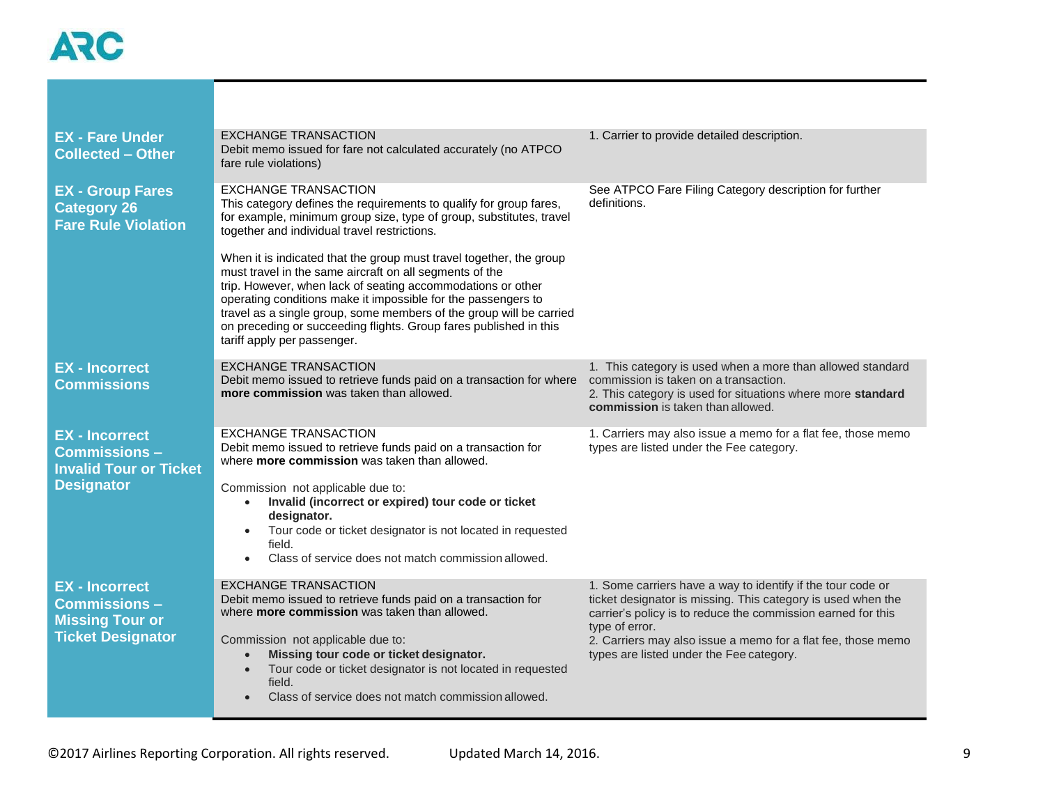| | | |
|---|---|---|
| **EX - Fare Under Collected – Other** | EXCHANGE TRANSACTION<br>Debit memo issued for fare not calculated accurately (no ATPCO fare rule violations) | 1. Carrier to provide detailed description. |
| **EX - Group Fares Category 26 Fare Rule Violation** | EXCHANGE TRANSACTION<br>This category defines the requirements to qualify for group fares, for example, minimum group size, type of group, substitutes, travel together and individual travel restrictions.<br><br>When it is indicated that the group must travel together, the group must travel in the same aircraft on all segments of the trip. However, when lack of seating accommodations or other operating conditions make it impossible for the passengers to travel as a single group, some members of the group will be carried on preceding or succeeding flights. Group fares published in this tariff apply per passenger. | See ATPCO Fare Filing Category description for further definitions. |
| **EX - Incorrect Commissions** | EXCHANGE TRANSACTION<br>Debit memo issued to retrieve funds paid on a transaction for where **more commission** was taken than allowed. | 1. This category is used when a more than allowed standard commission is taken on a transaction.<br>2. This category is used for situations where more **standard commission** is taken than allowed. |
| **EX - Incorrect Commissions – Invalid Tour or Ticket Designator** | EXCHANGE TRANSACTION<br>Debit memo issued to retrieve funds paid on a transaction for where **more commission** was taken than allowed.<br><br>Commission not applicable due to:<br>• **Invalid (incorrect or expired) tour code or ticket designator.**<br>• Tour code or ticket designator is not located in requested field.<br>• Class of service does not match commission allowed. | 1. Carriers may also issue a memo for a flat fee, those memo types are listed under the Fee category. |
| **EX - Incorrect Commissions – Missing Tour or Ticket Designator** | EXCHANGE TRANSACTION<br>Debit memo issued to retrieve funds paid on a transaction for where **more commission** was taken than allowed.<br><br>Commission not applicable due to:<br>• **Missing tour code or ticket designator.**<br>• Tour code or ticket designator is not located in requested field.<br>• Class of service does not match commission allowed. | 1. Some carriers have a way to identify if the tour code or ticket designator is missing. This category is used when the carrier's policy is to reduce the commission earned for this type of error.<br>2. Carriers may also issue a memo for a flat fee, those memo types are listed under the Fee category. |

©2017 Airlines Reporting Corporation. All rights reserved. Updated March 14, 2016.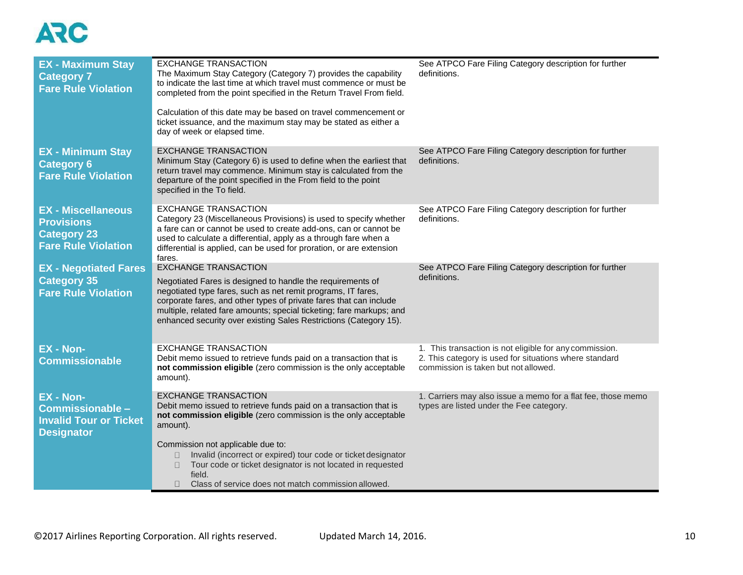| | | |
|---|---|---|
| **EX - Maximum Stay Category 7 Fare Rule Violation** | EXCHANGE TRANSACTION<br>The Maximum Stay Category (Category 7) provides the capability to indicate the last time at which travel must commence or must be completed from the point specified in the Return Travel From field.<br><br>Calculation of this date may be based on travel commencement or ticket issuance, and the maximum stay may be stated as either a day of week or elapsed time. | See ATPCO Fare Filing Category description for further definitions. |
| **EX - Minimum Stay Category 6 Fare Rule Violation** | EXCHANGE TRANSACTION<br>Minimum Stay (Category 6) is used to define when the earliest that return travel may commence. Minimum stay is calculated from the departure of the point specified in the From field to the point specified in the To field. | See ATPCO Fare Filing Category description for further definitions. |
| **EX - Miscellaneous Provisions Category 23 Fare Rule Violation** | EXCHANGE TRANSACTION<br>Category 23 (Miscellaneous Provisions) is used to specify whether a fare can or cannot be used to create add-ons, can or cannot be used to calculate a differential, apply as a through fare when a differential is applied, can be used for proration, or are extension fares. | See ATPCO Fare Filing Category description for further definitions. |
| **EX - Negotiated Fares Category 35 Fare Rule Violation** | EXCHANGE TRANSACTION<br><br>Negotiated Fares is designed to handle the requirements of negotiated type fares, such as net remit programs, IT fares, corporate fares, and other types of private fares that can include multiple, related fare amounts; special ticketing; fare markups; and enhanced security over existing Sales Restrictions (Category 15). | See ATPCO Fare Filing Category description for further definitions. |
| **EX - Non-Commissionable** | EXCHANGE TRANSACTION<br>Debit memo issued to retrieve funds paid on a transaction that is **not commission eligible** (zero commission is the only acceptable amount). | 1. This transaction is not eligible for any commission.<br>2. This category is used for situations where standard commission is taken but not allowed. |
| **EX - Non-Commissionable – Invalid Tour or Ticket Designator** | EXCHANGE TRANSACTION<br>Debit memo issued to retrieve funds paid on a transaction that is **not commission eligible** (zero commission is the only acceptable amount).<br><br>Commission not applicable due to:<br>- Invalid (incorrect or expired) tour code or ticket designator<br>- Tour code or ticket designator is not located in requested field.<br>- Class of service does not match commission allowed. | 1. Carriers may also issue a memo for a flat fee, those memo types are listed under the Fee category. |

©2017 Airlines Reporting Corporation. All rights reserved. Updated March 14, 2016.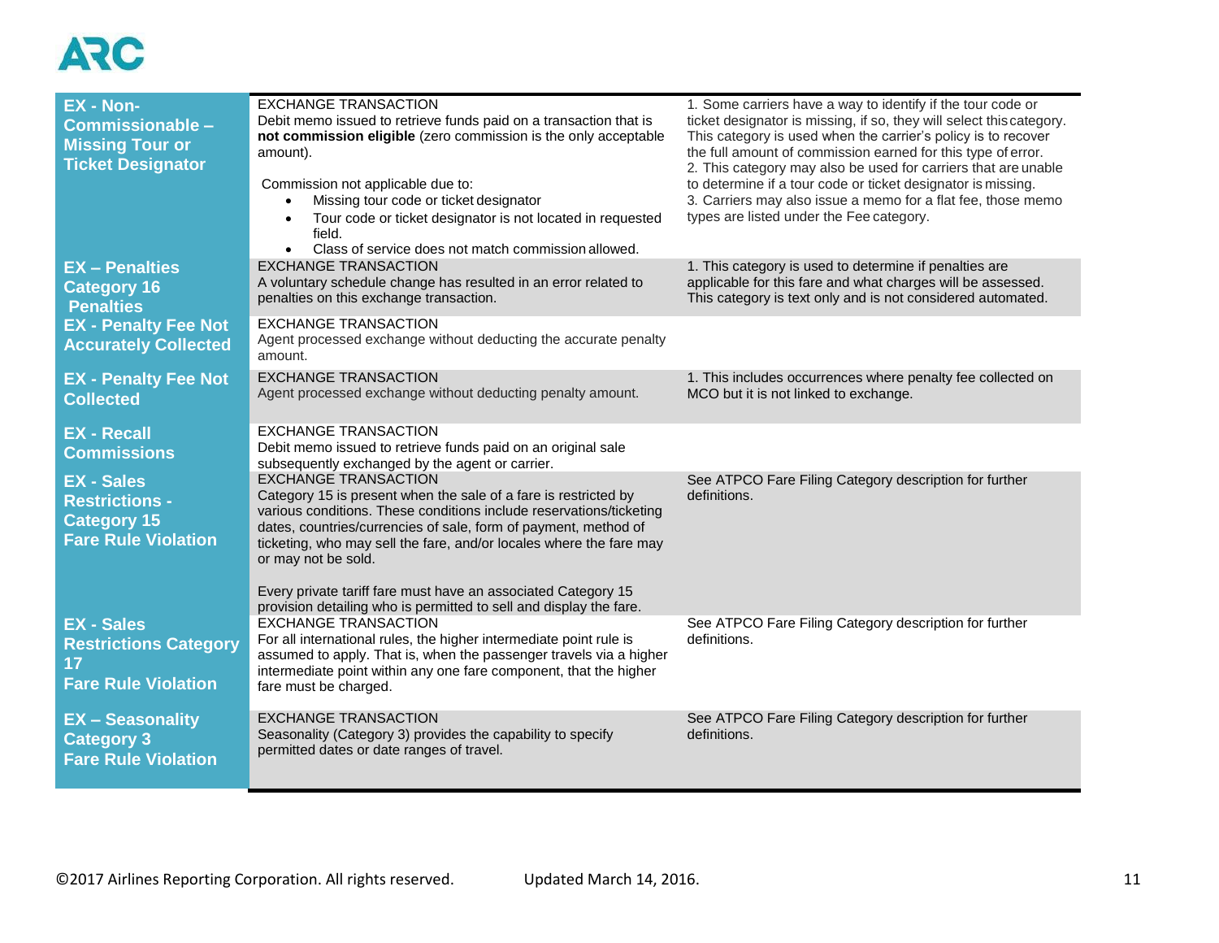| | | |
|---|---|---|
| **EX - Non-Commissionable – Missing Tour or Ticket Designator** | EXCHANGE TRANSACTION<br>Debit memo issued to retrieve funds paid on a transaction that is **not commission eligible** (zero commission is the only acceptable amount).<br><br>Commission not applicable due to:<br>• Missing tour code or ticket designator<br>• Tour code or ticket designator is not located in requested field.<br>• Class of service does not match commission allowed. | 1. Some carriers have a way to identify if the tour code or ticket designator is missing, if so, they will select this category. This category is used when the carrier's policy is to recover the full amount of commission earned for this type of error.<br>2. This category may also be used for carriers that are unable to determine if a tour code or ticket designator is missing.<br>3. Carriers may also issue a memo for a flat fee, those memo types are listed under the Fee category. |
| **EX – Penalties Category 16 Penalties** | EXCHANGE TRANSACTION<br>A voluntary schedule change has resulted in an error related to penalties on this exchange transaction. | 1. This category is used to determine if penalties are applicable for this fare and what charges will be assessed. This category is text only and is not considered automated. |
| **EX - Penalty Fee Not Accurately Collected** | EXCHANGE TRANSACTION<br>Agent processed exchange without deducting the accurate penalty amount. | |
| **EX - Penalty Fee Not Collected** | EXCHANGE TRANSACTION<br>Agent processed exchange without deducting penalty amount. | 1. This includes occurrences where penalty fee collected on MCO but it is not linked to exchange. |
| **EX - Recall Commissions** | EXCHANGE TRANSACTION<br>Debit memo issued to retrieve funds paid on an original sale subsequently exchanged by the agent or carrier. | |
| **EX - Sales Restrictions - Category 15 Fare Rule Violation** | EXCHANGE TRANSACTION<br>Category 15 is present when the sale of a fare is restricted by various conditions. These conditions include reservations/ticketing dates, countries/currencies of sale, form of payment, method of ticketing, who may sell the fare, and/or locales where the fare may or may not be sold.<br><br>Every private tariff fare must have an associated Category 15 provision detailing who is permitted to sell and display the fare. | See ATPCO Fare Filing Category description for further definitions. |
| **EX - Sales Restrictions Category 17 Fare Rule Violation** | EXCHANGE TRANSACTION<br>For all international rules, the higher intermediate point rule is assumed to apply. That is, when the passenger travels via a higher intermediate point within any one fare component, that the higher fare must be charged. | See ATPCO Fare Filing Category description for further definitions. |
| **EX – Seasonality Category 3 Fare Rule Violation** | EXCHANGE TRANSACTION<br>Seasonality (Category 3) provides the capability to specify permitted dates or date ranges of travel. | See ATPCO Fare Filing Category description for further definitions. |

©2017 Airlines Reporting Corporation. All rights reserved. Updated March 14, 2016.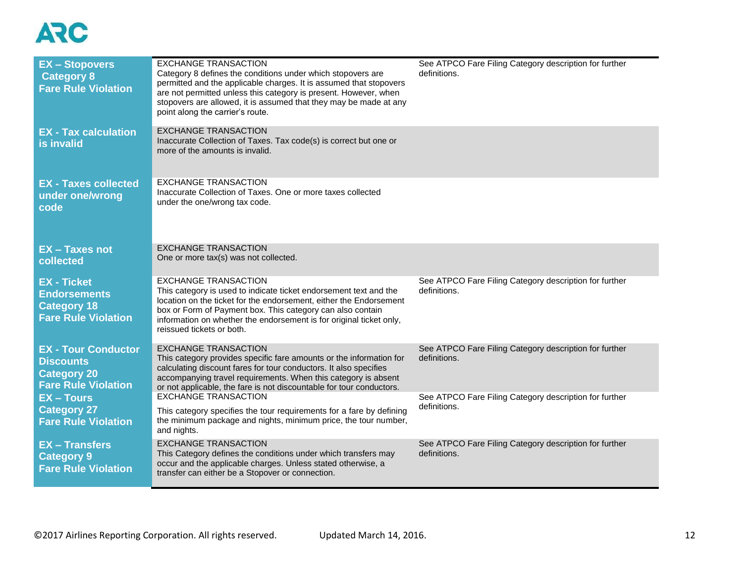| | | |
|---|---|---|
| **EX – Stopovers Category 8 Fare Rule Violation** | EXCHANGE TRANSACTION<br>Category 8 defines the conditions under which stopovers are permitted and the applicable charges. It is assumed that stopovers are not permitted unless this category is present. However, when stopovers are allowed, it is assumed that they may be made at any point along the carrier's route. | See ATPCO Fare Filing Category description for further definitions. |
| **EX - Tax calculation is invalid** | EXCHANGE TRANSACTION<br>Inaccurate Collection of Taxes. Tax code(s) is correct but one or more of the amounts is invalid. | |
| **EX - Taxes collected under one/wrong code** | EXCHANGE TRANSACTION<br>Inaccurate Collection of Taxes. One or more taxes collected under the one/wrong tax code. | |
| **EX – Taxes not collected** | EXCHANGE TRANSACTION<br>One or more tax(s) was not collected. | |
| **EX - Ticket Endorsements Category 18 Fare Rule Violation** | EXCHANGE TRANSACTION<br>This category is used to indicate ticket endorsement text and the location on the ticket for the endorsement, either the Endorsement box or Form of Payment box. This category can also contain information on whether the endorsement is for original ticket only, reissued tickets or both. | See ATPCO Fare Filing Category description for further definitions. |
| **EX - Tour Conductor Discounts Category 20 Fare Rule Violation** | EXCHANGE TRANSACTION<br>This category provides specific fare amounts or the information for calculating discount fares for tour conductors. It also specifies accompanying travel requirements. When this category is absent or not applicable, the fare is not discountable for tour conductors. | See ATPCO Fare Filing Category description for further definitions. |
| **EX – Tours Category 27 Fare Rule Violation** | EXCHANGE TRANSACTION<br>This category specifies the tour requirements for a fare by defining the minimum package and nights, minimum price, the tour number, and nights. | See ATPCO Fare Filing Category description for further definitions. |
| **EX – Transfers Category 9 Fare Rule Violation** | EXCHANGE TRANSACTION<br>This Category defines the conditions under which transfers may occur and the applicable charges. Unless stated otherwise, a transfer can either be a Stopover or connection. | See ATPCO Fare Filing Category description for further definitions. |

©2017 Airlines Reporting Corporation. All rights reserved. Updated March 14, 2016.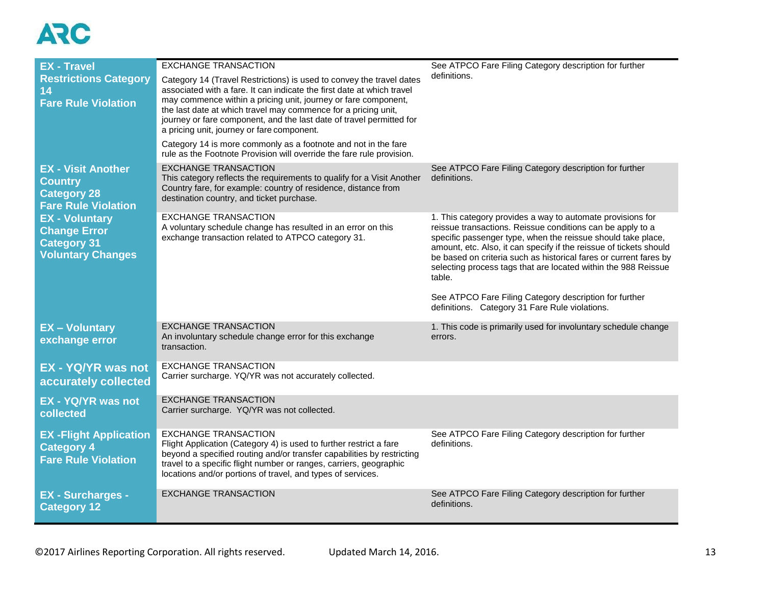| | | |
|---|---|---|
| **EX - Travel Restrictions Category 14 Fare Rule Violation** | EXCHANGE TRANSACTION<br><br>Category 14 (Travel Restrictions) is used to convey the travel dates associated with a fare. It can indicate the first date at which travel may commence within a pricing unit, journey or fare component, the last date at which travel may commence for a pricing unit, journey or fare component, and the last date of travel permitted for a pricing unit, journey or fare component.<br><br>Category 14 is more commonly as a footnote and not in the fare rule as the Footnote Provision will override the fare rule provision. | See ATPCO Fare Filing Category description for further definitions. |
| **EX - Visit Another Country Category 28 Fare Rule Violation** | EXCHANGE TRANSACTION<br>This category reflects the requirements to qualify for a Visit Another Country fare, for example: country of residence, distance from destination country, and ticket purchase. | See ATPCO Fare Filing Category description for further definitions. |
| **EX - Voluntary Change Error Category 31 Voluntary Changes** | EXCHANGE TRANSACTION<br>A voluntary schedule change has resulted in an error on this exchange transaction related to ATPCO category 31. | 1. This category provides a way to automate provisions for reissue transactions. Reissue conditions can be apply to a specific passenger type, when the reissue should take place, amount, etc. Also, it can specify if the reissue of tickets should be based on criteria such as historical fares or current fares by selecting process tags that are located within the 988 Reissue table.<br><br>See ATPCO Fare Filing Category description for further definitions. Category 31 Fare Rule violations. |
| **EX – Voluntary exchange error** | EXCHANGE TRANSACTION<br>An involuntary schedule change error for this exchange transaction. | 1. This code is primarily used for involuntary schedule change errors. |
| **EX - YQ/YR was not accurately collected** | EXCHANGE TRANSACTION<br>Carrier surcharge. YQ/YR was not accurately collected. | |
| **EX - YQ/YR was not collected** | EXCHANGE TRANSACTION<br>Carrier surcharge. YQ/YR was not collected. | |
| **EX -Flight Application Category 4 Fare Rule Violation** | EXCHANGE TRANSACTION<br>Flight Application (Category 4) is used to further restrict a fare beyond a specified routing and/or transfer capabilities by restricting travel to a specific flight number or ranges, carriers, geographic locations and/or portions of travel, and types of services. | See ATPCO Fare Filing Category description for further definitions. |
| **EX - Surcharges - Category 12** | EXCHANGE TRANSACTION | See ATPCO Fare Filing Category description for further definitions. |

©2017 Airlines Reporting Corporation. All rights reserved. Updated March 14, 2016.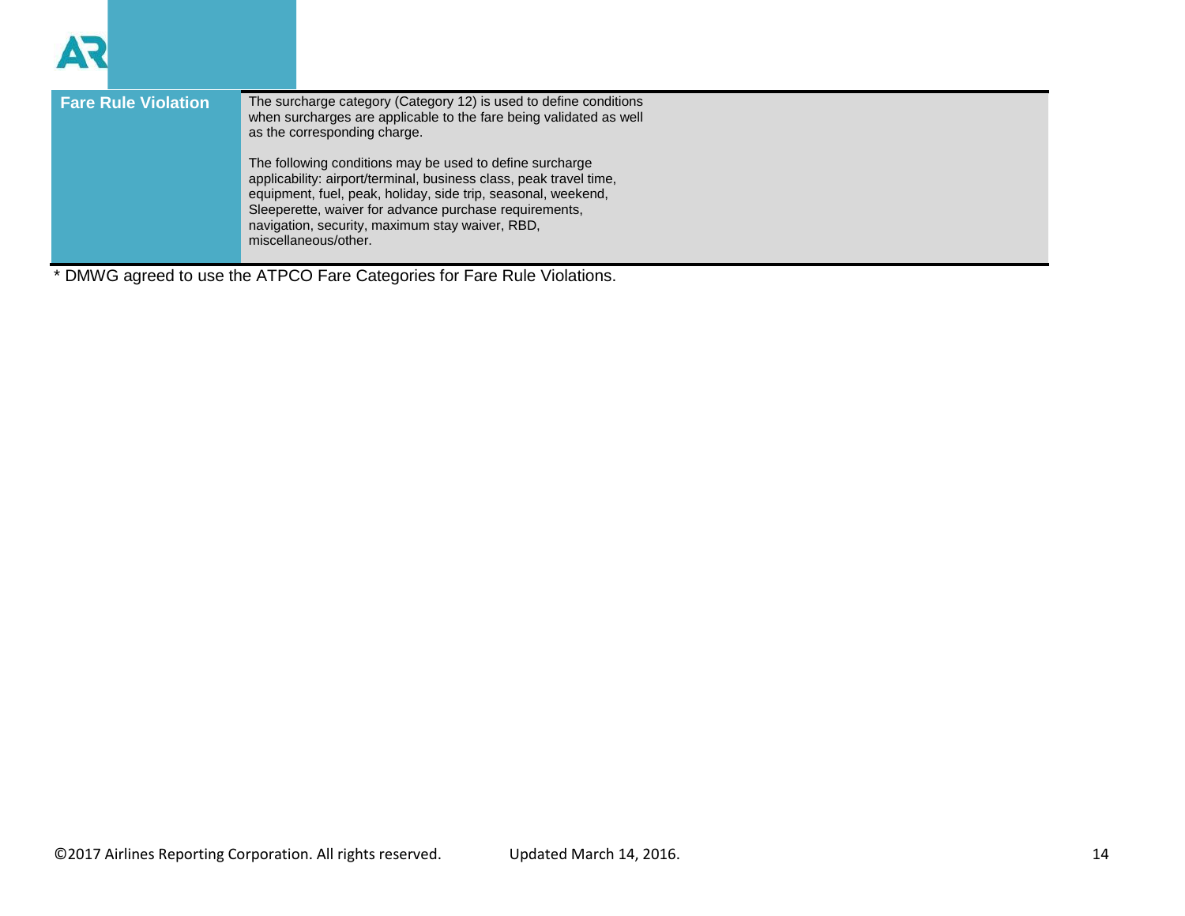| | |
|---|---|
| **Fare Rule Violation** | The surcharge category (Category 12) is used to define conditions when surcharges are applicable to the fare being validated as well as the corresponding charge.<br><br>The following conditions may be used to define surcharge applicability: airport/terminal, business class, peak travel time, equipment, fuel, peak, holiday, side trip, seasonal, weekend, Sleeperette, waiver for advance purchase requirements, navigation, security, maximum stay waiver, RBD, miscellaneous/other. |

* DMWG agreed to use the ATPCO Fare Categories for Fare Rule Violations.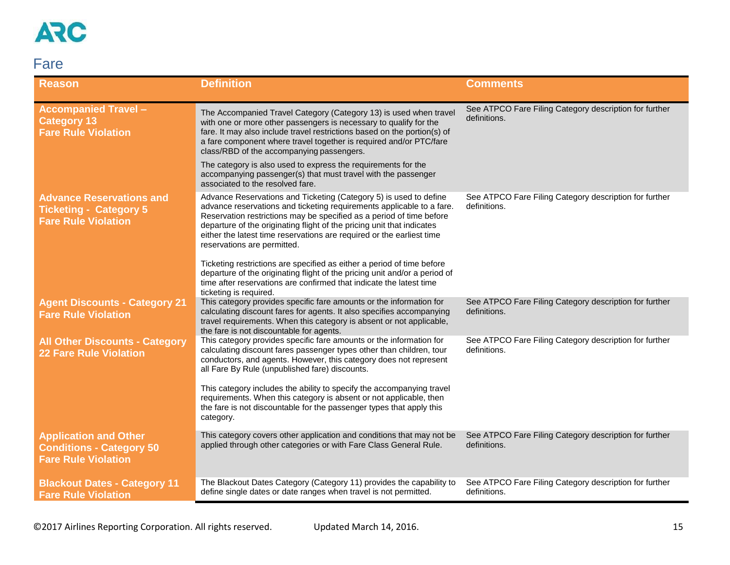## Fare

| Reason | Definition | Comments |
| --- | --- | --- |
| **Accompanied Travel – Category 13 Fare Rule Violation** | The Accompanied Travel Category (Category 13) is used when travel with one or more other passengers is necessary to qualify for the fare. It may also include travel restrictions based on the portion(s) of a fare component where travel together is required and/or PTC/fare class/RBD of the accompanying passengers.<br><br>The category is also used to express the requirements for the accompanying passenger(s) that must travel with the passenger associated to the resolved fare. | See ATPCO Fare Filing Category description for further definitions. |
| **Advance Reservations and Ticketing - Category 5 Fare Rule Violation** | Advance Reservations and Ticketing (Category 5) is used to define advance reservations and ticketing requirements applicable to a fare. Reservation restrictions may be specified as a period of time before departure of the originating flight of the pricing unit that indicates either the latest time reservations are required or the earliest time reservations are permitted.<br><br>Ticketing restrictions are specified as either a period of time before departure of the originating flight of the pricing unit and/or a period of time after reservations are confirmed that indicate the latest time ticketing is required. | See ATPCO Fare Filing Category description for further definitions. |
| **Agent Discounts - Category 21 Fare Rule Violation** | This category provides specific fare amounts or the information for calculating discount fares for agents. It also specifies accompanying travel requirements. When this category is absent or not applicable, the fare is not discountable for agents. | See ATPCO Fare Filing Category description for further definitions. |
| **All Other Discounts - Category 22 Fare Rule Violation** | This category provides specific fare amounts or the information for calculating discount fares passenger types other than children, tour conductors, and agents. However, this category does not represent all Fare By Rule (unpublished fare) discounts.<br><br>This category includes the ability to specify the accompanying travel requirements. When this category is absent or not applicable, then the fare is not discountable for the passenger types that apply this category. | See ATPCO Fare Filing Category description for further definitions. |
| **Application and Other Conditions - Category 50 Fare Rule Violation** | This category covers other application and conditions that may not be applied through other categories or with Fare Class General Rule. | See ATPCO Fare Filing Category description for further definitions. |
| **Blackout Dates - Category 11 Fare Rule Violation** | The Blackout Dates Category (Category 11) provides the capability to define single dates or date ranges when travel is not permitted. | See ATPCO Fare Filing Category description for further definitions. |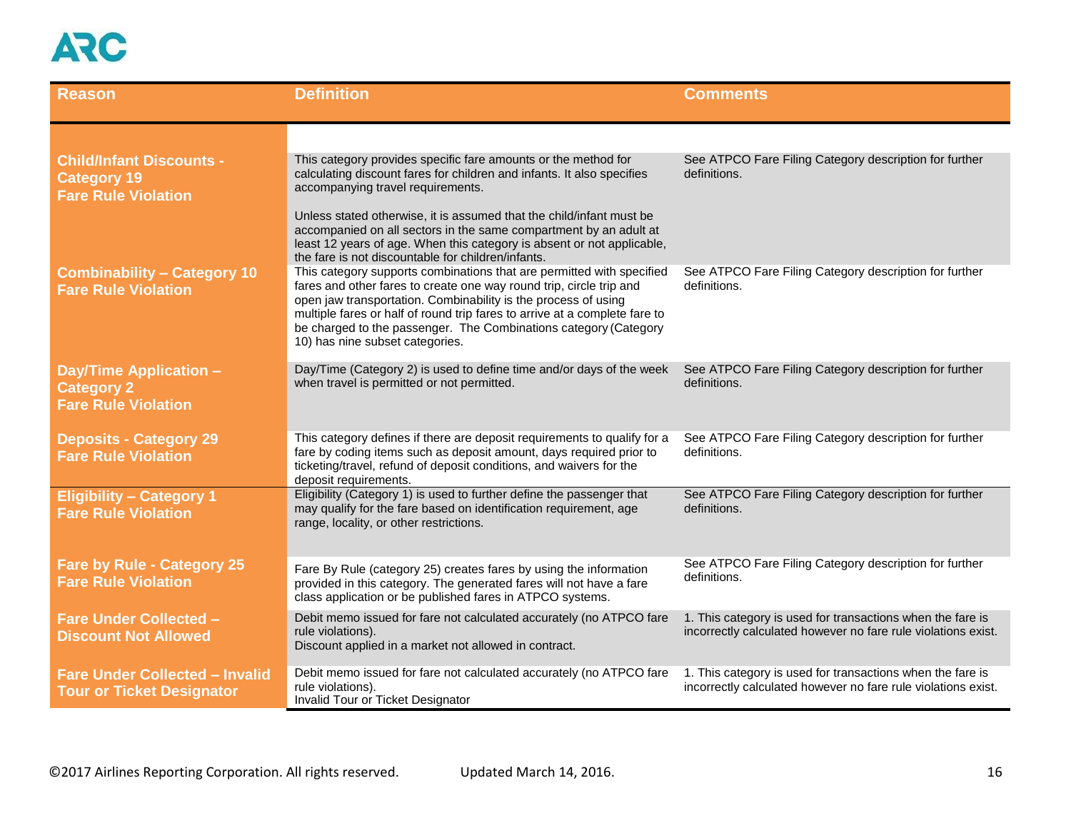| Reason | Definition | Comments |
|---|---|---|
| **Child/Infant Discounts - Category 19 Fare Rule Violation** | This category provides specific fare amounts or the method for calculating discount fares for children and infants. It also specifies accompanying travel requirements.<br><br>Unless stated otherwise, it is assumed that the child/infant must be accompanied on all sectors in the same compartment by an adult at least 12 years of age. When this category is absent or not applicable, the fare is not discountable for children/infants. | See ATPCO Fare Filing Category description for further definitions. |
| **Combinability – Category 10 Fare Rule Violation** | This category supports combinations that are permitted with specified fares and other fares to create one way round trip, circle trip and open jaw transportation. Combinability is the process of using multiple fares or half of round trip fares to arrive at a complete fare to be charged to the passenger. The Combinations category (Category 10) has nine subset categories. | See ATPCO Fare Filing Category description for further definitions. |
| **Day/Time Application – Category 2 Fare Rule Violation** | Day/Time (Category 2) is used to define time and/or days of the week when travel is permitted or not permitted. | See ATPCO Fare Filing Category description for further definitions. |
| **Deposits - Category 29 Fare Rule Violation** | This category defines if there are deposit requirements to qualify for a fare by coding items such as deposit amount, days required prior to ticketing/travel, refund of deposit conditions, and waivers for the deposit requirements. | See ATPCO Fare Filing Category description for further definitions. |
| **Eligibility – Category 1 Fare Rule Violation** | Eligibility (Category 1) is used to further define the passenger that may qualify for the fare based on identification requirement, age range, locality, or other restrictions. | See ATPCO Fare Filing Category description for further definitions. |
| **Fare by Rule - Category 25 Fare Rule Violation** | Fare By Rule (category 25) creates fares by using the information provided in this category. The generated fares will not have a fare class application or be published fares in ATPCO systems. | See ATPCO Fare Filing Category description for further definitions. |
| **Fare Under Collected – Discount Not Allowed** | Debit memo issued for fare not calculated accurately (no ATPCO fare rule violations).<br>Discount applied in a market not allowed in contract. | 1. This category is used for transactions when the fare is incorrectly calculated however no fare rule violations exist. |
| **Fare Under Collected – Invalid Tour or Ticket Designator** | Debit memo issued for fare not calculated accurately (no ATPCO fare rule violations).<br>Invalid Tour or Ticket Designator | 1. This category is used for transactions when the fare is incorrectly calculated however no fare rule violations exist. |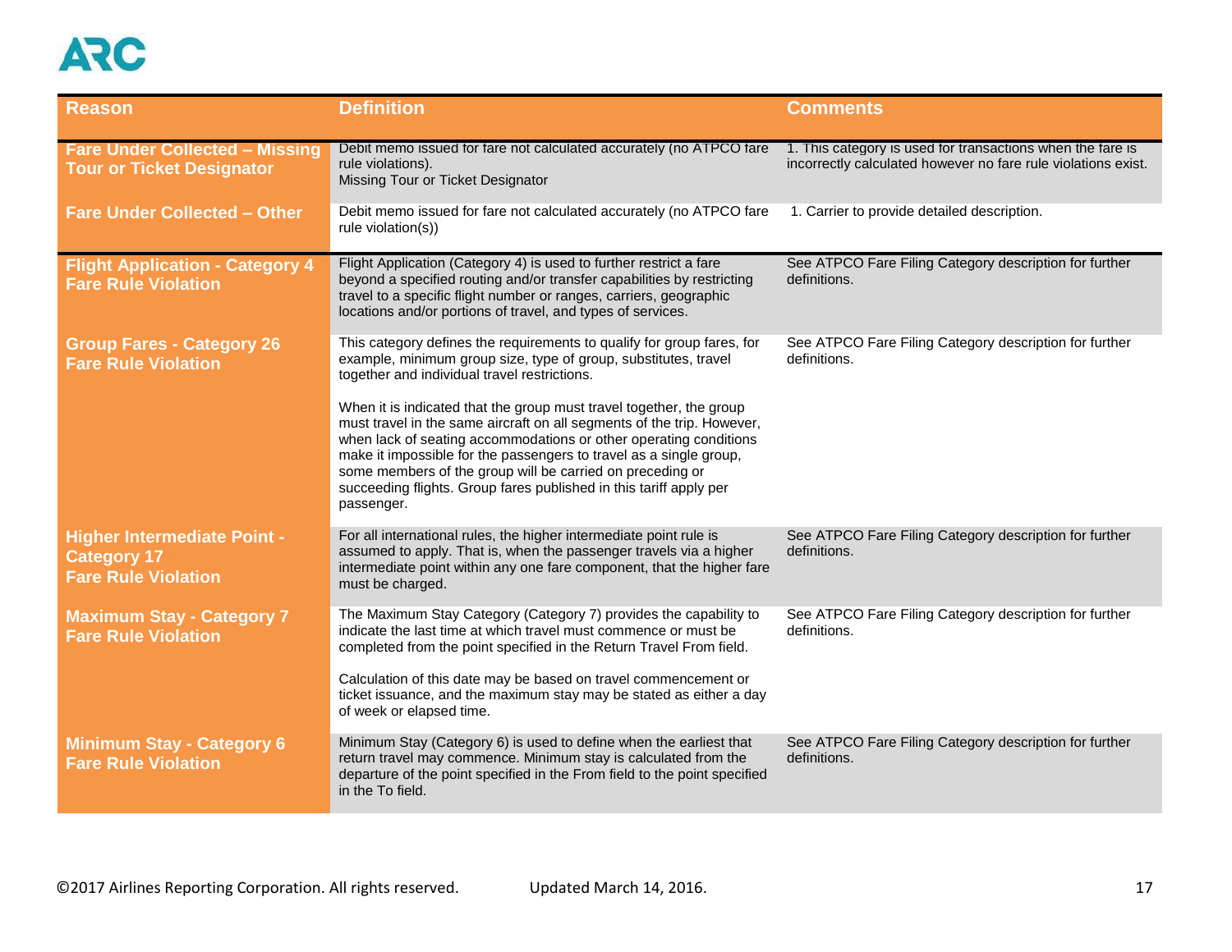| Reason | Definition | Comments |
|---|---|---|
| **Fare Under Collected – Missing Tour or Ticket Designator** | Debit memo issued for fare not calculated accurately (no ATPCO fare rule violations).<br>Missing Tour or Ticket Designator | 1. This category is used for transactions when the fare is incorrectly calculated however no fare rule violations exist. |
| **Fare Under Collected – Other** | Debit memo issued for fare not calculated accurately (no ATPCO fare rule violation(s)) | 1. Carrier to provide detailed description. |
| **Flight Application - Category 4 Fare Rule Violation** | Flight Application (Category 4) is used to further restrict a fare beyond a specified routing and/or transfer capabilities by restricting travel to a specific flight number or ranges, carriers, geographic locations and/or portions of travel, and types of services. | See ATPCO Fare Filing Category description for further definitions. |
| **Group Fares - Category 26 Fare Rule Violation** | This category defines the requirements to qualify for group fares, for example, minimum group size, type of group, substitutes, travel together and individual travel restrictions.<br><br>When it is indicated that the group must travel together, the group must travel in the same aircraft on all segments of the trip. However, when lack of seating accommodations or other operating conditions make it impossible for the passengers to travel as a single group, some members of the group will be carried on preceding or succeeding flights. Group fares published in this tariff apply per passenger. | See ATPCO Fare Filing Category description for further definitions. |
| **Higher Intermediate Point - Category 17 Fare Rule Violation** | For all international rules, the higher intermediate point rule is assumed to apply. That is, when the passenger travels via a higher intermediate point within any one fare component, that the higher fare must be charged. | See ATPCO Fare Filing Category description for further definitions. |
| **Maximum Stay - Category 7 Fare Rule Violation** | The Maximum Stay Category (Category 7) provides the capability to indicate the last time at which travel must commence or must be completed from the point specified in the Return Travel From field.<br><br>Calculation of this date may be based on travel commencement or ticket issuance, and the maximum stay may be stated as either a day of week or elapsed time. | See ATPCO Fare Filing Category description for further definitions. |
| **Minimum Stay - Category 6 Fare Rule Violation** | Minimum Stay (Category 6) is used to define when the earliest that return travel may commence. Minimum stay is calculated from the departure of the point specified in the From field to the point specified in the To field. | See ATPCO Fare Filing Category description for further definitions. |

©2017 Airlines Reporting Corporation. All rights reserved. Updated March 14, 2016.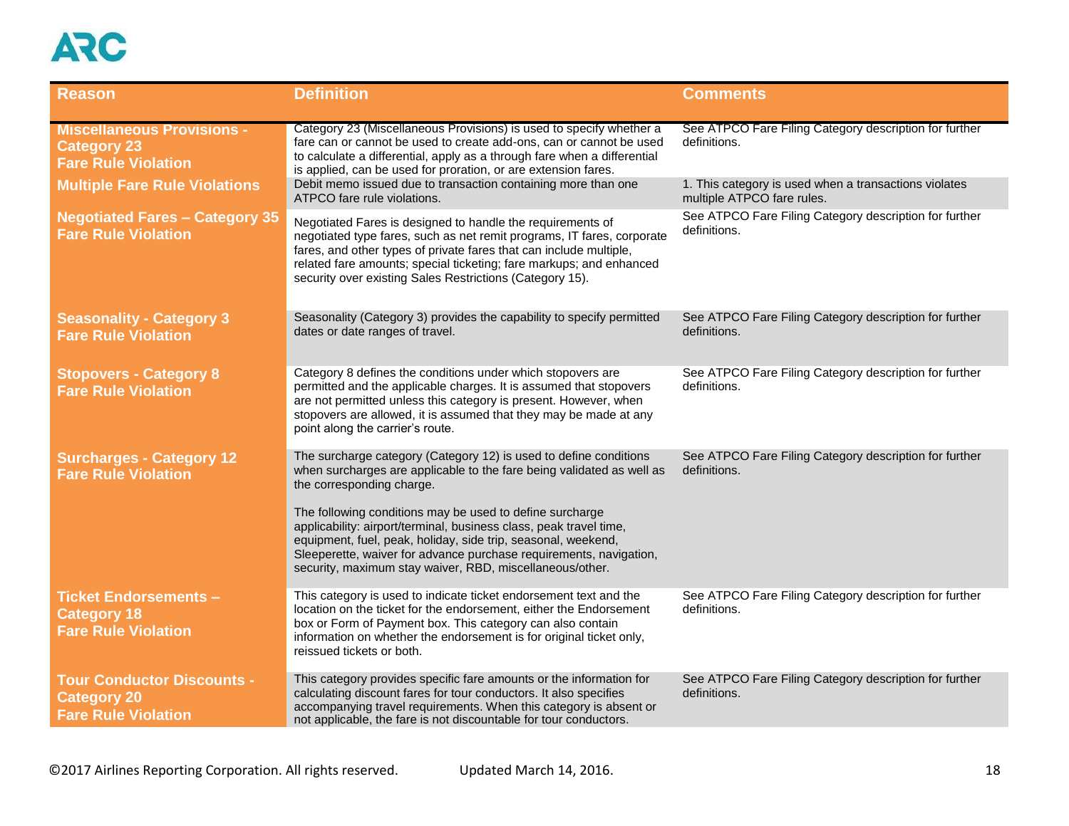| Reason | Definition | Comments |
|---|---|---|
| **Miscellaneous Provisions - Category 23 Fare Rule Violation** | Category 23 (Miscellaneous Provisions) is used to specify whether a fare can or cannot be used to create add-ons, can or cannot be used to calculate a differential, apply as a through fare when a differential is applied, can be used for proration, or are extension fares. | See ATPCO Fare Filing Category description for further definitions. |
| **Multiple Fare Rule Violations** | Debit memo issued due to transaction containing more than one ATPCO fare rule violations. | 1. This category is used when a transactions violates multiple ATPCO fare rules. |
| **Negotiated Fares – Category 35 Fare Rule Violation** | Negotiated Fares is designed to handle the requirements of negotiated type fares, such as net remit programs, IT fares, corporate fares, and other types of private fares that can include multiple, related fare amounts; special ticketing; fare markups; and enhanced security over existing Sales Restrictions (Category 15). | See ATPCO Fare Filing Category description for further definitions. |
| **Seasonality - Category 3 Fare Rule Violation** | Seasonality (Category 3) provides the capability to specify permitted dates or date ranges of travel. | See ATPCO Fare Filing Category description for further definitions. |
| **Stopovers - Category 8 Fare Rule Violation** | Category 8 defines the conditions under which stopovers are permitted and the applicable charges. It is assumed that stopovers are not permitted unless this category is present. However, when stopovers are allowed, it is assumed that they may be made at any point along the carrier's route. | See ATPCO Fare Filing Category description for further definitions. |
| **Surcharges - Category 12 Fare Rule Violation** | The surcharge category (Category 12) is used to define conditions when surcharges are applicable to the fare being validated as well as the corresponding charge.<br><br>The following conditions may be used to define surcharge applicability: airport/terminal, business class, peak travel time, equipment, fuel, peak, holiday, side trip, seasonal, weekend, Sleeperette, waiver for advance purchase requirements, navigation, security, maximum stay waiver, RBD, miscellaneous/other. | See ATPCO Fare Filing Category description for further definitions. |
| **Ticket Endorsements – Category 18 Fare Rule Violation** | This category is used to indicate ticket endorsement text and the location on the ticket for the endorsement, either the Endorsement box or Form of Payment box. This category can also contain information on whether the endorsement is for original ticket only, reissued tickets or both. | See ATPCO Fare Filing Category description for further definitions. |
| **Tour Conductor Discounts - Category 20 Fare Rule Violation** | This category provides specific fare amounts or the information for calculating discount fares for tour conductors. It also specifies accompanying travel requirements. When this category is absent or not applicable, the fare is not discountable for tour conductors. | See ATPCO Fare Filing Category description for further definitions. |

©2017 Airlines Reporting Corporation. All rights reserved. Updated March 14, 2016.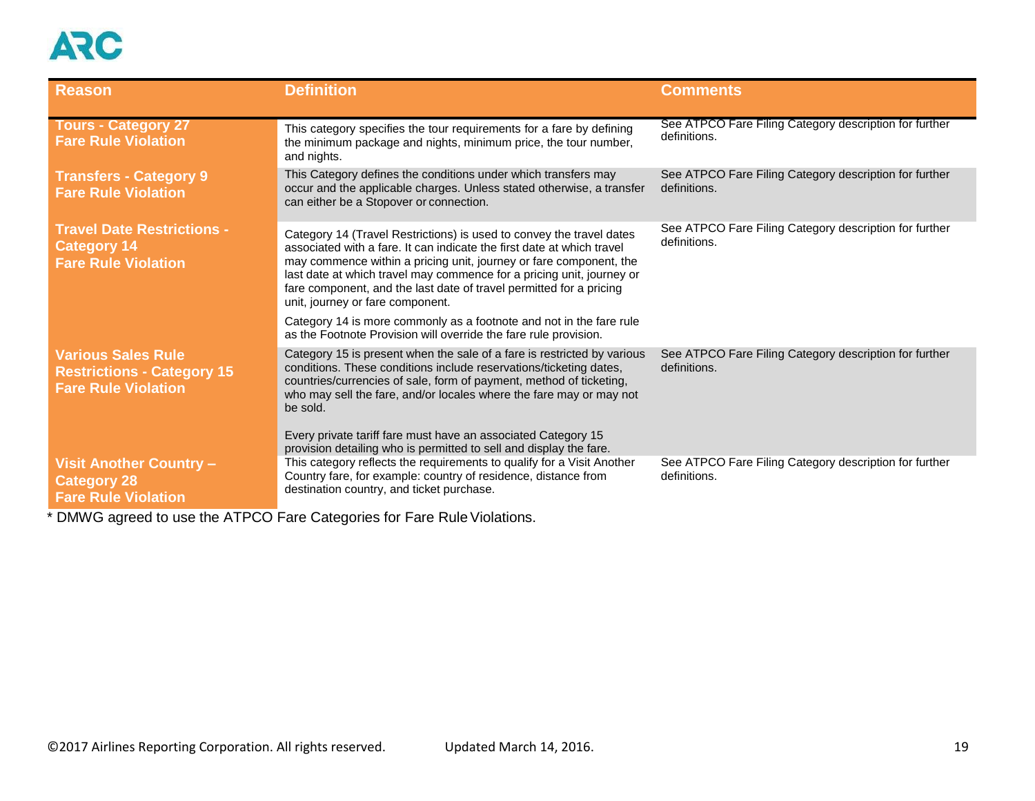| Reason | Definition | Comments |
|---|---|---|
| **Tours - Category 27 Fare Rule Violation** | This category specifies the tour requirements for a fare by defining the minimum package and nights, minimum price, the tour number, and nights. | See ATPCO Fare Filing Category description for further definitions. |
| **Transfers - Category 9 Fare Rule Violation** | This Category defines the conditions under which transfers may occur and the applicable charges. Unless stated otherwise, a transfer can either be a Stopover or connection. | See ATPCO Fare Filing Category description for further definitions. |
| **Travel Date Restrictions - Category 14 Fare Rule Violation** | Category 14 (Travel Restrictions) is used to convey the travel dates associated with a fare. It can indicate the first date at which travel may commence within a pricing unit, journey or fare component, the last date at which travel may commence for a pricing unit, journey or fare component, and the last date of travel permitted for a pricing unit, journey or fare component.<br><br>Category 14 is more commonly as a footnote and not in the fare rule as the Footnote Provision will override the fare rule provision. | See ATPCO Fare Filing Category description for further definitions. |
| **Various Sales Rule Restrictions - Category 15 Fare Rule Violation** | Category 15 is present when the sale of a fare is restricted by various conditions. These conditions include reservations/ticketing dates, countries/currencies of sale, form of payment, method of ticketing, who may sell the fare, and/or locales where the fare may or may not be sold.<br><br>Every private tariff fare must have an associated Category 15 provision detailing who is permitted to sell and display the fare. | See ATPCO Fare Filing Category description for further definitions. |
| **Visit Another Country – Category 28 Fare Rule Violation** | This category reflects the requirements to qualify for a Visit Another Country fare, for example: country of residence, distance from destination country, and ticket purchase. | See ATPCO Fare Filing Category description for further definitions. |

* DMWG agreed to use the ATPCO Fare Categories for Fare Rule Violations.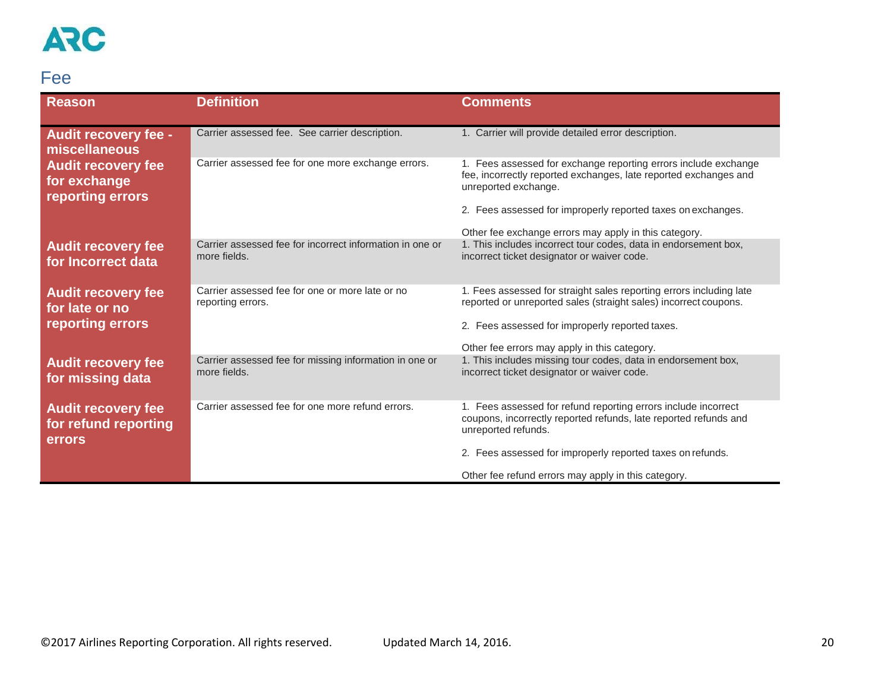## Fee

| Reason | Definition | Comments |
| --- | --- | --- |
| **Audit recovery fee - miscellaneous** | Carrier assessed fee. See carrier description. | 1. Carrier will provide detailed error description. |
| **Audit recovery fee for exchange reporting errors** | Carrier assessed fee for one more exchange errors. | 1. Fees assessed for exchange reporting errors include exchange fee, incorrectly reported exchanges, late reported exchanges and unreported exchange.<br><br>2. Fees assessed for improperly reported taxes on exchanges.<br><br>Other fee exchange errors may apply in this category. |
| **Audit recovery fee for Incorrect data** | Carrier assessed fee for incorrect information in one or more fields. | 1. This includes incorrect tour codes, data in endorsement box, incorrect ticket designator or waiver code. |
| **Audit recovery fee for late or no reporting errors** | Carrier assessed fee for one or more late or no reporting errors. | 1. Fees assessed for straight sales reporting errors including late reported or unreported sales (straight sales) incorrect coupons.<br><br>2. Fees assessed for improperly reported taxes.<br><br>Other fee errors may apply in this category. |
| **Audit recovery fee for missing data** | Carrier assessed fee for missing information in one or more fields. | 1. This includes missing tour codes, data in endorsement box, incorrect ticket designator or waiver code. |
| **Audit recovery fee for refund reporting errors** | Carrier assessed fee for one more refund errors. | 1. Fees assessed for refund reporting errors include incorrect coupons, incorrectly reported refunds, late reported refunds and unreported refunds.<br><br>2. Fees assessed for improperly reported taxes on refunds.<br><br>Other fee refund errors may apply in this category. |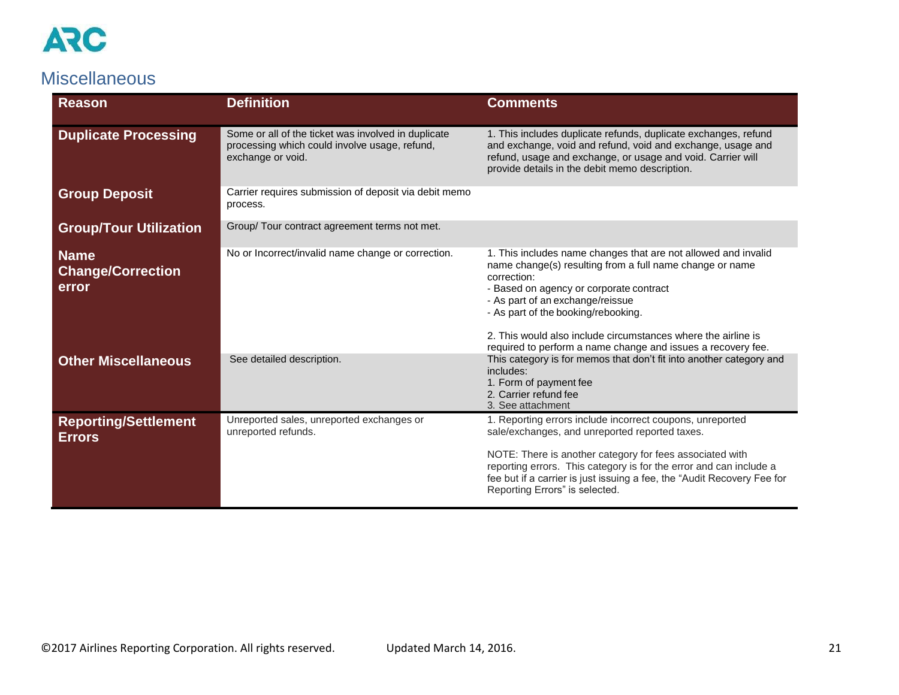## Miscellaneous

| Reason | Definition | Comments |
|---|---|---|
| **Duplicate Processing** | Some or all of the ticket was involved in duplicate processing which could involve usage, refund, exchange or void. | 1. This includes duplicate refunds, duplicate exchanges, refund and exchange, void and refund, void and exchange, usage and refund, usage and exchange, or usage and void. Carrier will provide details in the debit memo description. |
| **Group Deposit** | Carrier requires submission of deposit via debit memo process. | |
| **Group/Tour Utilization** | Group/ Tour contract agreement terms not met. | |
| **Name Change/Correction error** | No or Incorrect/invalid name change or correction. | 1. This includes name changes that are not allowed and invalid name change(s) resulting from a full name change or name correction:<br>- Based on agency or corporate contract<br>- As part of an exchange/reissue<br>- As part of the booking/rebooking.<br><br>2. This would also include circumstances where the airline is required to perform a name change and issues a recovery fee. |
| **Other Miscellaneous** | See detailed description. | This category is for memos that don't fit into another category and includes:<br>1. Form of payment fee<br>2. Carrier refund fee<br>3. See attachment |
| **Reporting/Settlement Errors** | Unreported sales, unreported exchanges or unreported refunds. | 1. Reporting errors include incorrect coupons, unreported sale/exchanges, and unreported reported taxes.<br><br>NOTE: There is another category for fees associated with reporting errors. This category is for the error and can include a fee but if a carrier is just issuing a fee, the "Audit Recovery Fee for Reporting Errors" is selected. |

©2017 Airlines Reporting Corporation. All rights reserved. Updated March 14, 2016.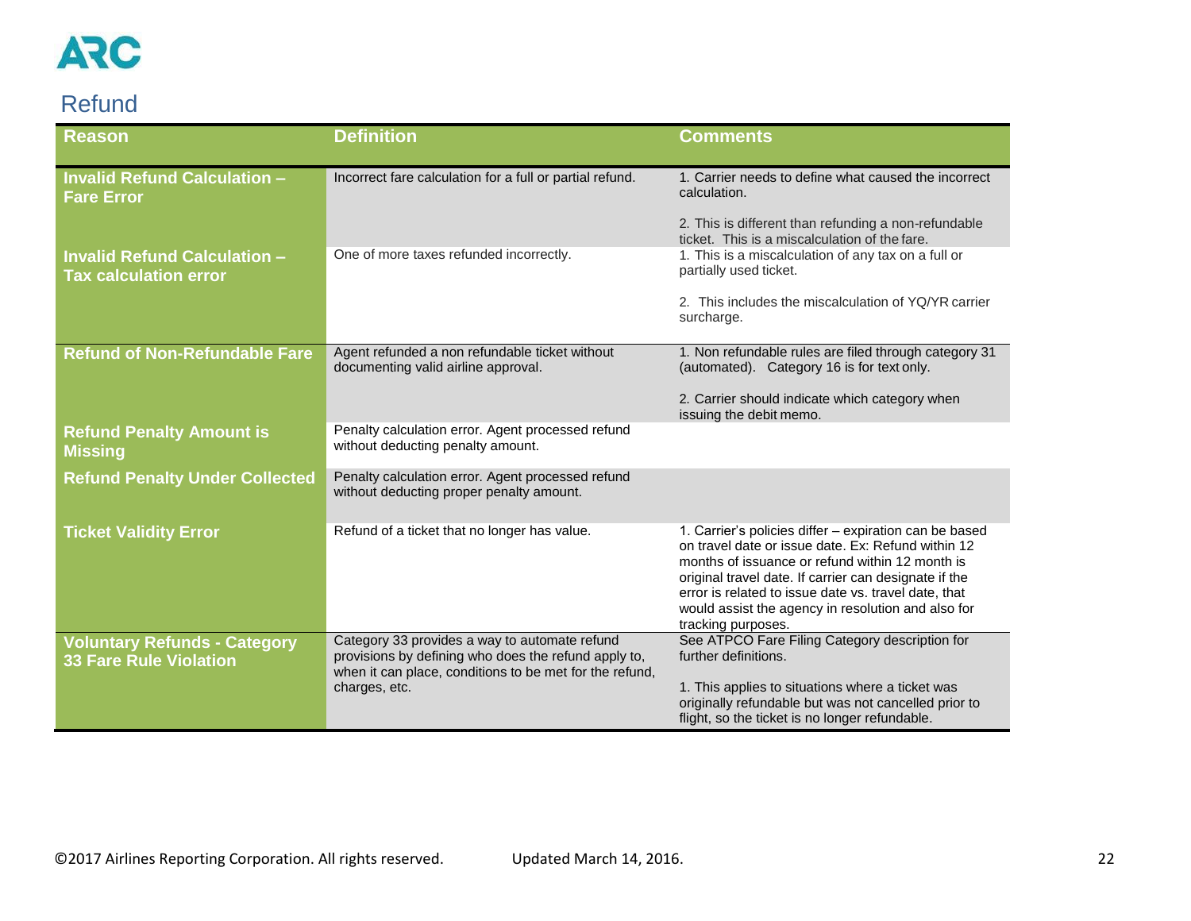## Refund

| Reason | Definition | Comments |
|---|---|---|
| **Invalid Refund Calculation – Fare Error** | Incorrect fare calculation for a full or partial refund. | 1. Carrier needs to define what caused the incorrect calculation.<br><br>2. This is different than refunding a non-refundable ticket. This is a miscalculation of the fare. |
| **Invalid Refund Calculation – Tax calculation error** | One of more taxes refunded incorrectly. | 1. This is a miscalculation of any tax on a full or partially used ticket.<br><br>2. This includes the miscalculation of YQ/YR carrier surcharge. |
| **Refund of Non-Refundable Fare** | Agent refunded a non refundable ticket without documenting valid airline approval. | 1. Non refundable rules are filed through category 31 (automated). Category 16 is for text only.<br><br>2. Carrier should indicate which category when issuing the debit memo. |
| **Refund Penalty Amount is Missing** | Penalty calculation error. Agent processed refund without deducting penalty amount. | |
| **Refund Penalty Under Collected** | Penalty calculation error. Agent processed refund without deducting proper penalty amount. | |
| **Ticket Validity Error** | Refund of a ticket that no longer has value. | 1. Carrier's policies differ – expiration can be based on travel date or issue date. Ex: Refund within 12 months of issuance or refund within 12 month is original travel date. If carrier can designate if the error is related to issue date vs. travel date, that would assist the agency in resolution and also for tracking purposes. |
| **Voluntary Refunds - Category 33 Fare Rule Violation** | Category 33 provides a way to automate refund provisions by defining who does the refund apply to, when it can place, conditions to be met for the refund, charges, etc. | See ATPCO Fare Filing Category description for further definitions.<br><br>1. This applies to situations where a ticket was originally refundable but was not cancelled prior to flight, so the ticket is no longer refundable. |

©2017 Airlines Reporting Corporation. All rights reserved. Updated March 14, 2016.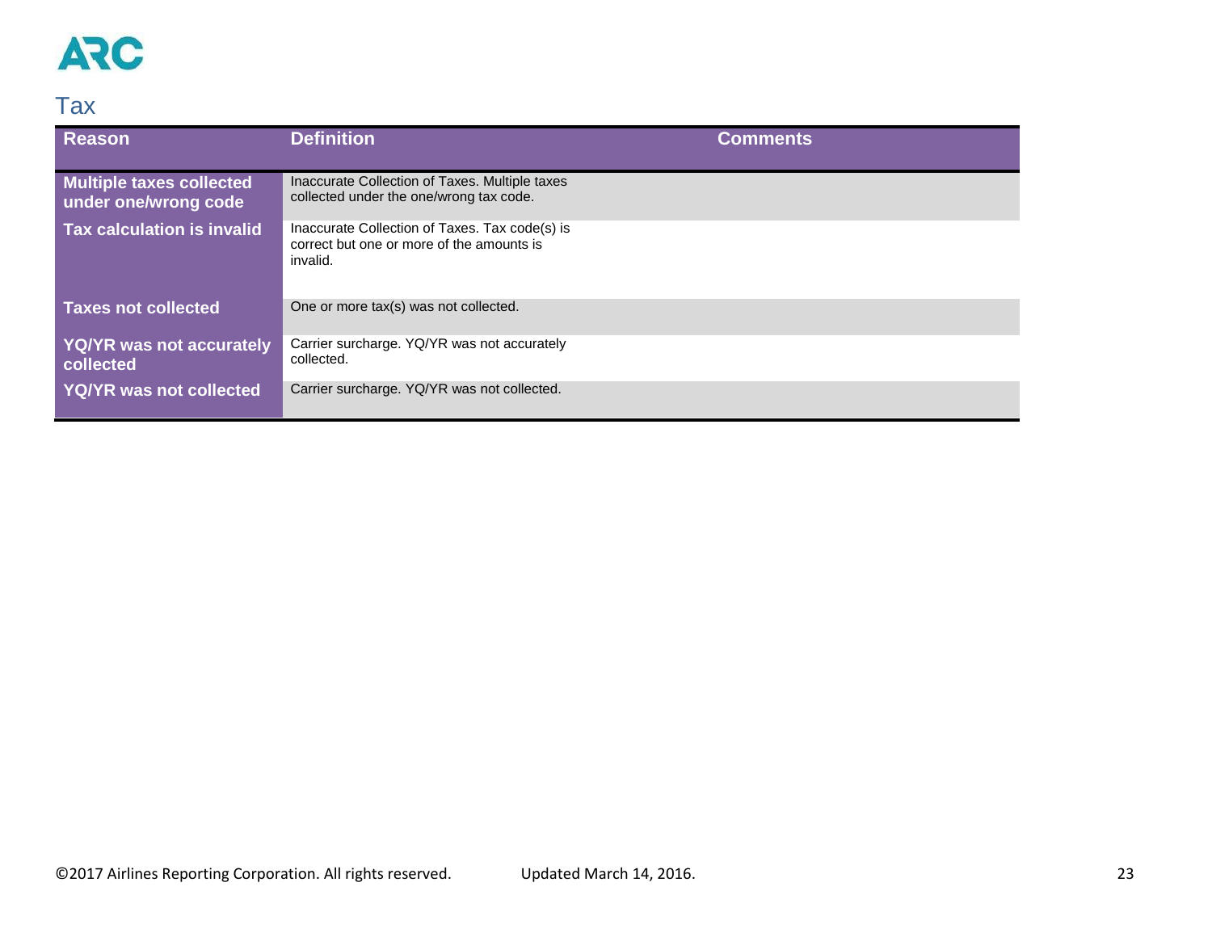## Tax

| Reason | Definition | Comments |
|---|---|---|
| **Multiple taxes collected under one/wrong code** | Inaccurate Collection of Taxes. Multiple taxes collected under the one/wrong tax code. | |
| **Tax calculation is invalid** | Inaccurate Collection of Taxes. Tax code(s) is correct but one or more of the amounts is invalid. | |
| **Taxes not collected** | One or more tax(s) was not collected. | |
| **YQ/YR was not accurately collected** | Carrier surcharge. YQ/YR was not accurately collected. | |
| **YQ/YR was not collected** | Carrier surcharge. YQ/YR was not collected. | |

©2017 Airlines Reporting Corporation. All rights reserved. Updated March 14, 2016.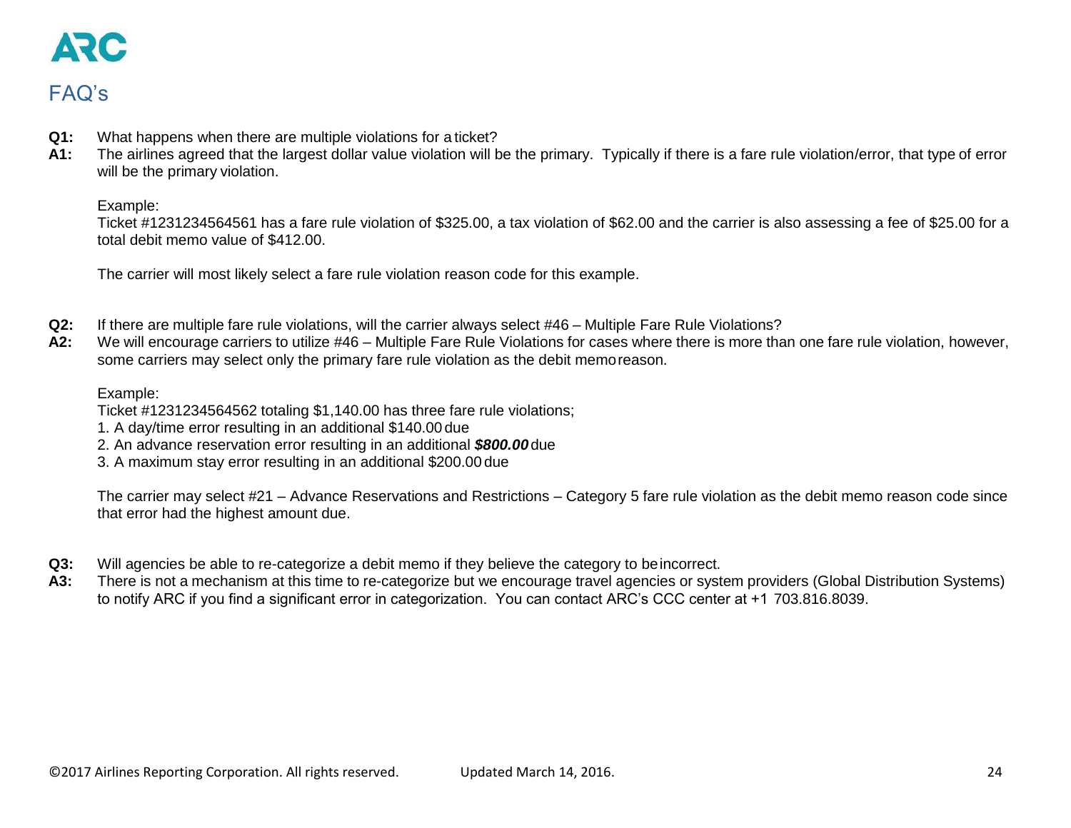# FAQ's

**Q1:** What happens when there are multiple violations for a ticket?
**A1:** The airlines agreed that the largest dollar value violation will be the primary. Typically if there is a fare rule violation/error, that type of error will be the primary violation.

Example:
Ticket #1231234564561 has a fare rule violation of $325.00, a tax violation of $62.00 and the carrier is also assessing a fee of $25.00 for a total debit memo value of $412.00.

The carrier will most likely select a fare rule violation reason code for this example.

**Q2:** If there are multiple fare rule violations, will the carrier always select #46 – Multiple Fare Rule Violations?
**A2:** We will encourage carriers to utilize #46 – Multiple Fare Rule Violations for cases where there is more than one fare rule violation, however, some carriers may select only the primary fare rule violation as the debit memo reason.

Example:
Ticket #1231234564562 totaling $1,140.00 has three fare rule violations;
1. A day/time error resulting in an additional $140.00 due
2. An advance reservation error resulting in an additional ***$800.00*** due
3. A maximum stay error resulting in an additional $200.00 due

The carrier may select #21 – Advance Reservations and Restrictions – Category 5 fare rule violation as the debit memo reason code since that error had the highest amount due.

**Q3:** Will agencies be able to re-categorize a debit memo if they believe the category to be incorrect.
**A3:** There is not a mechanism at this time to re-categorize but we encourage travel agencies or system providers (Global Distribution Systems) to notify ARC if you find a significant error in categorization. You can contact ARC's CCC center at +1 703.816.8039.